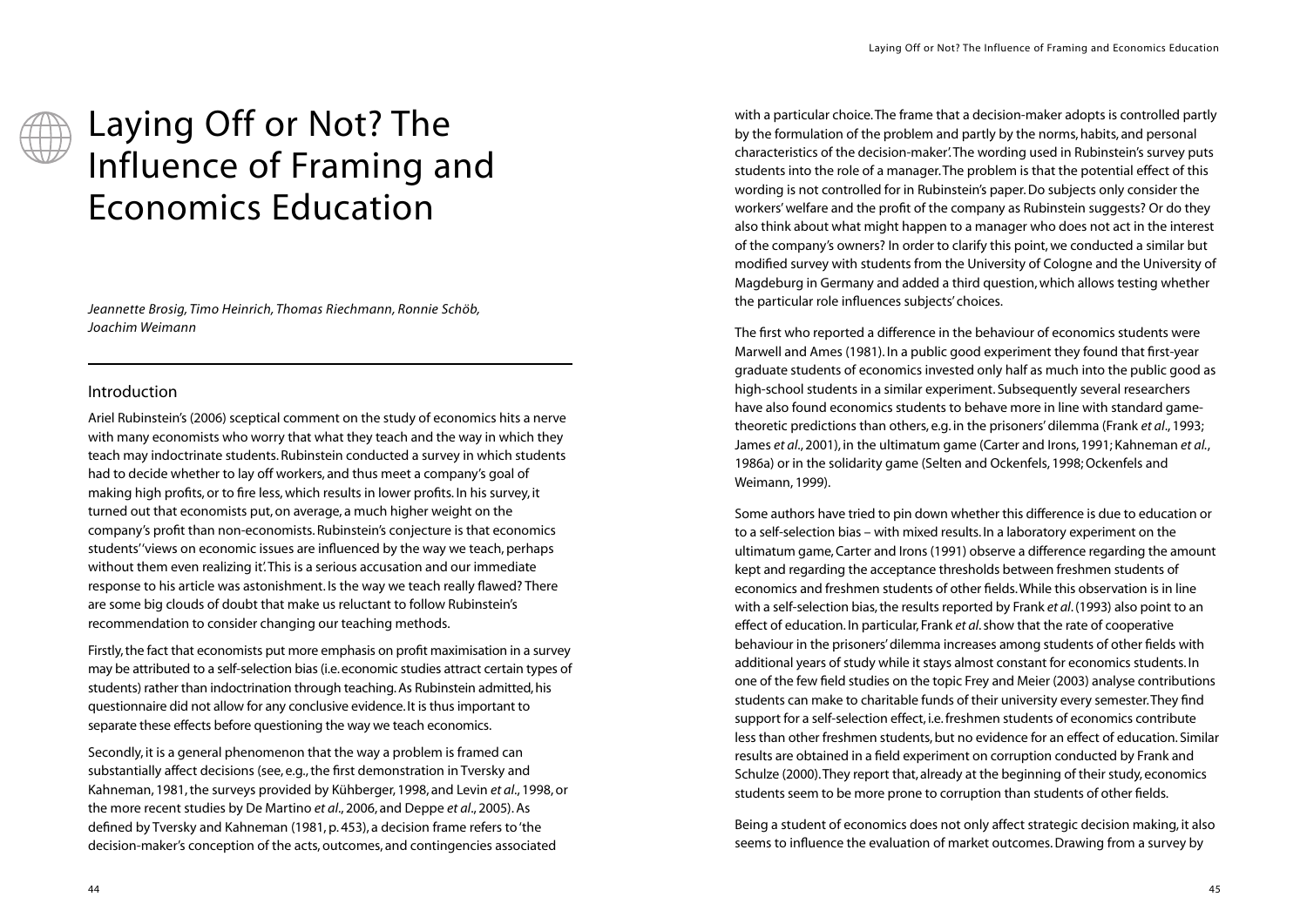# Laying Off or Not? The Influence of Framing and Economics Education

*Jeannette Brosig, Timo Heinrich, Thomas Riechmann, Ronnie Schöb, Joachim Weimann*

## Introduction

Ariel Rubinstein's (2006) sceptical comment on the study of economics hits a nerve with many economists who worry that what they teach and the way in which they teach may indoctrinate students. Rubinstein conducted a survey in which students had to decide whether to lay off workers, and thus meet a company's goal of making high profits, or to fire less, which results in lower profits. In his survey, it turned out that economists put, on average, a much higher weight on the company's profit than non-economists. Rubinstein's conjecture is that economics students' 'views on economic issues are influenced by the way we teach, perhaps without them even realizing it'. This is a serious accusation and our immediate response to his article was astonishment. Is the way we teach really flawed? There are some big clouds of doubt that make us reluctant to follow Rubinstein's recommendation to consider changing our teaching methods.

Firstly, the fact that economists put more emphasis on profit maximisation in a survey may be attributed to a self-selection bias (i.e. economic studies attract certain types of students) rather than indoctrination through teaching. As Rubinstein admitted, his questionnaire did not allow for any conclusive evidence. It is thus important to separate these effects before questioning the way we teach economics.

Secondly, it is a general phenomenon that the way a problem is framed can substantially affect decisions (see, e.g., the first demonstration in Tversky and Kahneman, 1981, the surveys provided by Kühberger, 1998, and Levin *et al*., 1998, or the more recent studies by De Martino *et al*., 2006, and Deppe *et al*., 2005). As defined by Tversky and Kahneman (1981, p. 453), a decision frame refers to 'the decision-maker's conception of the acts, outcomes, and contingencies associated with a particular choice. The frame that a decision-maker adopts is controlled partly by the formulation of the problem and partly by the norms, habits, and personal characteristics of the decision-maker'. The wording used in Rubinstein's survey puts students into the role of a manager. The problem is that the potential effect of this wording is not controlled for in Rubinstein's paper. Do subjects only consider the workers' welfare and the profit of the company as Rubinstein suggests? Or do they also think about what might happen to a manager who does not act in the interest of the company's owners? In order to clarify this point, we conducted a similar but modified survey with students from the University of Cologne and the University of Magdeburg in Germany and added a third question, which allows testing whether the particular role influences subjects' choices.

The first who reported a difference in the behaviour of economics students were Marwell and Ames (1981). In a public good experiment they found that first-year graduate students of economics invested only half as much into the public good as high-school students in a similar experiment. Subsequently several researchers have also found economics students to behave more in line with standard game-theoretic predictions than others, e.g. in the prisoners' dilemma (Frank *et al*., 1993; James *et al*., 2001), in the ultimatum game (Carter and Irons, 1991; Kahneman *et al*., 1986a) or in the solidarity game (Selten and Ockenfels, 1998; Ockenfels and Weimann, 1999).

Some authors have tried to pin down whether this difference is due to education or to a self-selection bias – with mixed results. In a laboratory experiment on the ultimatum game, Carter and Irons (1991) observe a difference regarding the amount kept and regarding the acceptance thresholds between freshmen students of economics and freshmen students of other fields. While this observation is in line with a self-selection bias, the results reported by Frank *et al*. (1993) also point to an effect of education. In particular, Frank *et al*. show that the rate of cooperative behaviour in the prisoners' dilemma increases among students of other fields with additional years of study while it stays almost constant for economics students. In one of the few field studies on the topic Frey and Meier (2003) analyse contributions students can make to charitable funds of their university every semester. They find support for a self-selection effect, i.e. freshmen students of economics contribute less than other freshmen students, but no evidence for an effect of education. Similar results are obtained in a field experiment on corruption conducted by Frank and Schulze (2000). They report that, already at the beginning of their study, economics students seem to be more prone to corruption than students of other fields.

Being a student of economics does not only affect strategic decision making, it also seems to influence the evaluation of market outcomes. Drawing from a survey by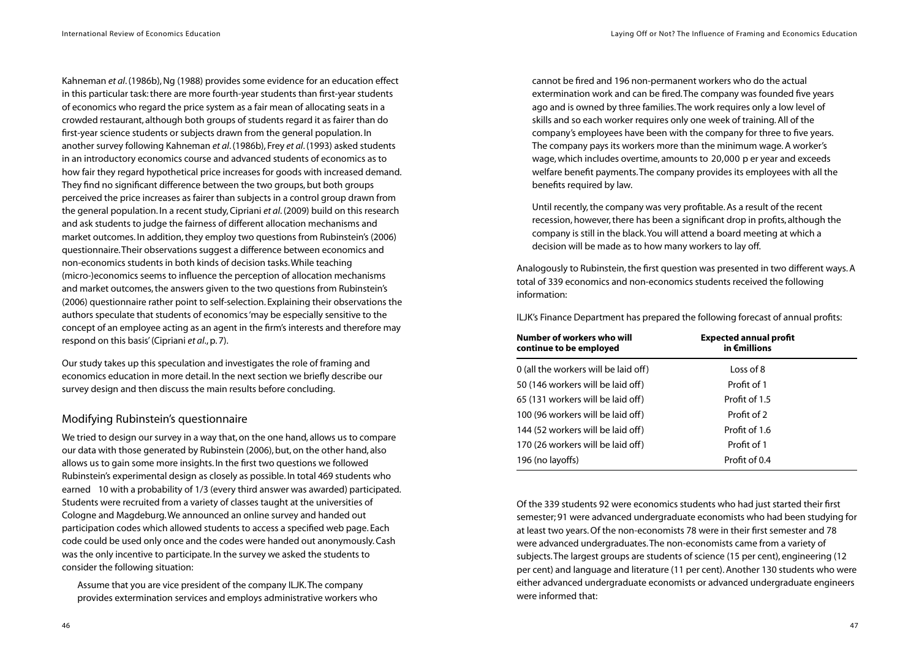Kahneman *et al*. (1986b), Ng (1988) provides some evidence for an education effect in this particular task: there are more fourth-year students than first-year students of economics who regard the price system as a fair mean of allocating seats in a crowded restaurant, although both groups of students regard it as fairer than do first-year science students or subjects drawn from the general population. In another survey following Kahneman *et al*. (1986b), Frey *et al*. (1993) asked students in an introductory economics course and advanced students of economics as to how fair they regard hypothetical price increases for goods with increased demand. They find no significant difference between the two groups, but both groups perceived the price increases as fairer than subjects in a control group drawn from the general population. In a recent study, Cipriani *et al*. (2009) build on this research and ask students to judge the fairness of different allocation mechanisms and market outcomes. In addition, they employ two questions from Rubinstein's (2006) questionnaire. Their observations suggest a difference between economics and non-economics students in both kinds of decision tasks. While teaching (micro-)economics seems to influence the perception of allocation mechanisms and market outcomes, the answers given to the two questions from Rubinstein's (2006) questionnaire rather point to self-selection. Explaining their observations the authors speculate that students of economics 'may be especially sensitive to the concept of an employee acting as an agent in the firm's interests and therefore may respond on this basis' (Cipriani *et al*., p. 7).

Our study takes up this speculation and investigates the role of framing and economics education in more detail. In the next section we briefly describe our survey design and then discuss the main results before concluding.

## Modifying Rubinstein's questionnaire

We tried to design our survey in a way that, on the one hand, allows us to compare our data with those generated by Rubinstein (2006), but, on the other hand, also allows us to gain some more insights. In the first two questions we followed Rubinstein's experimental design as closely as possible. In total 469 students who earned  10 with a probability of 1/3 (every third answer was awarded) participated. Students were recruited from a variety of classes taught at the universities of Cologne and Magdeburg. We announced an online survey and handed out participation codes which allowed students to access a specified web page. Each code could be used only once and the codes were handed out anonymously. Cash was the only incentive to participate. In the survey we asked the students to consider the following situation:

> Assume that you are vice president of the company ILJK. The company provides extermination services and employs administrative workers who cannot be fired and 196 non-permanent workers who do the actual extermination work and can be fired. The company was founded five years ago and is owned by three families. The work requires only a low level of skills and so each worker requires only one week of training. All of the company's employees have been with the company for three to five years. The company pays its workers more than the minimum wage. A worker's wage, which includes overtime, amounts to  20,000  p er year and exceeds welfare benefit payments. The company provides its employees with all the benefits required by law.
>
> Until recently, the company was very profitable. As a result of the recent recession, however, there has been a significant drop in profits, although the company is still in the black. You will attend a board meeting at which a decision will be made as to how many workers to lay off.

Analogously to Rubinstein, the first question was presented in two different ways. A total of 339 economics and non-economics students received the following information:

ILJK's Finance Department has prepared the following forecast of annual profits:

| Number of workers who will continue to be employed | Expected annual profit in €millions |
|---|---|
| 0 (all the workers will be laid off) | Loss of 8 |
| 50 (146 workers will be laid off) | Profit of 1 |
| 65 (131 workers will be laid off) | Profit of 1.5 |
| 100 (96 workers will be laid off) | Profit of 2 |
| 144 (52 workers will be laid off) | Profit of 1.6 |
| 170 (26 workers will be laid off) | Profit of 1 |
| 196 (no layoffs) | Profit of 0.4 |

Of the 339 students 92 were economics students who had just started their first semester; 91 were advanced undergraduate economists who had been studying for at least two years. Of the non-economists 78 were in their first semester and 78 were advanced undergraduates. The non-economists came from a variety of subjects. The largest groups are students of science (15 per cent), engineering (12 per cent) and language and literature (11 per cent). Another 130 students who were either advanced undergraduate economists or advanced undergraduate engineers were informed that: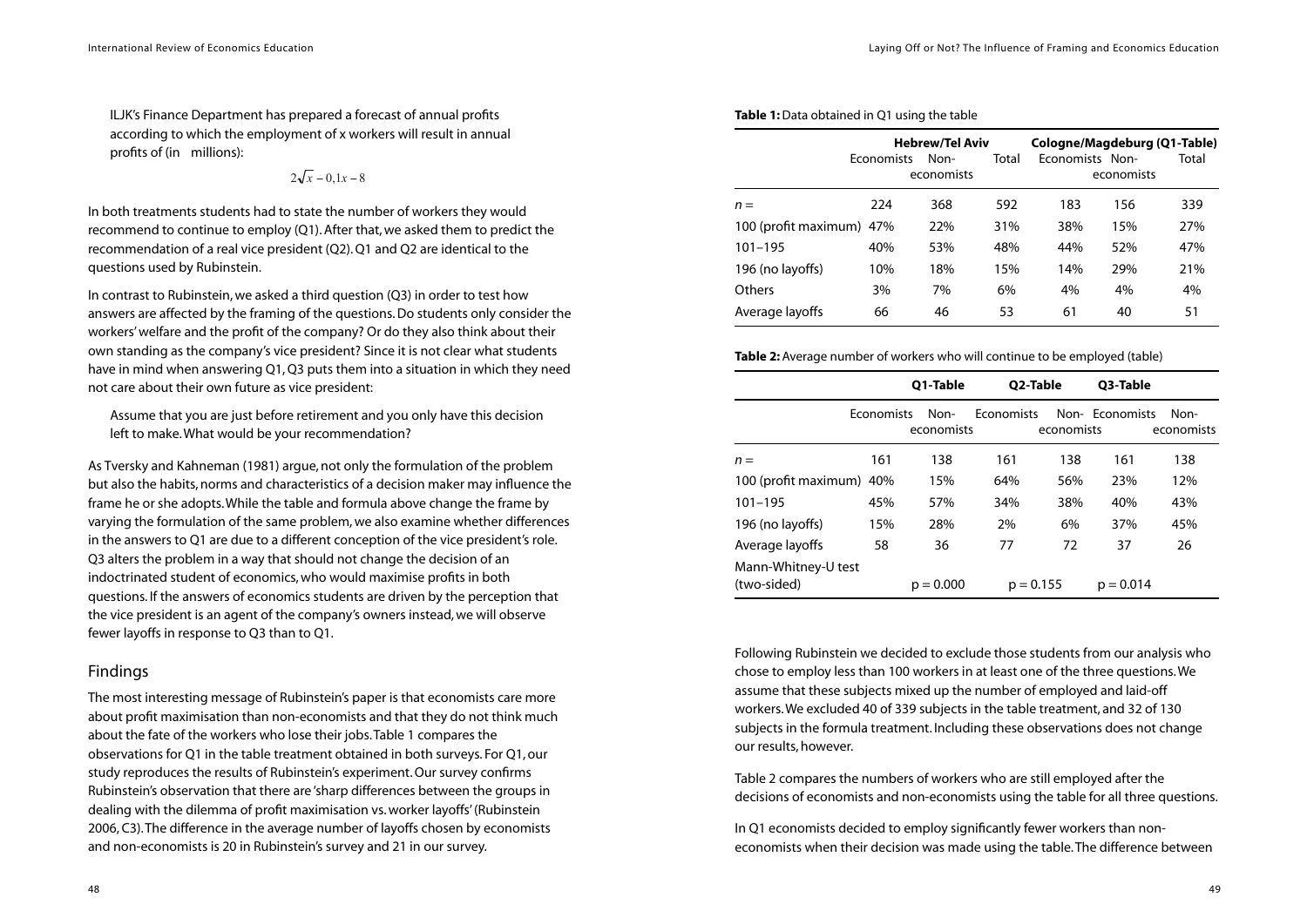ILJK's Finance Department has prepared a forecast of annual profits according to which the employment of x workers will result in annual profits of (in millions):

$$2\sqrt{x} - 0{,}1x - 8$$

In both treatments students had to state the number of workers they would recommend to continue to employ (Q1). After that, we asked them to predict the recommendation of a real vice president (Q2). Q1 and Q2 are identical to the questions used by Rubinstein.

In contrast to Rubinstein, we asked a third question (Q3) in order to test how answers are affected by the framing of the questions. Do students only consider the workers' welfare and the profit of the company? Or do they also think about their own standing as the company's vice president? Since it is not clear what students have in mind when answering Q1, Q3 puts them into a situation in which they need not care about their own future as vice president:

> Assume that you are just before retirement and you only have this decision left to make. What would be your recommendation?

As Tversky and Kahneman (1981) argue, not only the formulation of the problem but also the habits, norms and characteristics of a decision maker may influence the frame he or she adopts. While the table and formula above change the frame by varying the formulation of the same problem, we also examine whether differences in the answers to Q1 are due to a different conception of the vice president's role. Q3 alters the problem in a way that should not change the decision of an indoctrinated student of economics, who would maximise profits in both questions. If the answers of economics students are driven by the perception that the vice president is an agent of the company's owners instead, we will observe fewer layoffs in response to Q3 than to Q1.

## Findings

The most interesting message of Rubinstein's paper is that economists care more about profit maximisation than non-economists and that they do not think much about the fate of the workers who lose their jobs. Table 1 compares the observations for Q1 in the table treatment obtained in both surveys. For Q1, our study reproduces the results of Rubinstein's experiment. Our survey confirms Rubinstein's observation that there are 'sharp differences between the groups in dealing with the dilemma of profit maximisation vs. worker layoffs' (Rubinstein 2006, C3). The difference in the average number of layoffs chosen by economists and non-economists is 20 in Rubinstein's survey and 21 in our survey.

**Table 1:** Data obtained in Q1 using the table

| | Hebrew/Tel Aviv | | | Cologne/Magdeburg (Q1-Table) | | |
|---|---|---|---|---|---|---|
| | Economists | Non-economists | Total | Economists | Non-economists | Total |
| $n =$ | 224 | 368 | 592 | 183 | 156 | 339 |
| 100 (profit maximum) | 47% | 22% | 31% | 38% | 15% | 27% |
| 101–195 | 40% | 53% | 48% | 44% | 52% | 47% |
| 196 (no layoffs) | 10% | 18% | 15% | 14% | 29% | 21% |
| Others | 3% | 7% | 6% | 4% | 4% | 4% |
| Average layoffs | 66 | 46 | 53 | 61 | 40 | 51 |

**Table 2:** Average number of workers who will continue to be employed (table)

| | Q1-Table | | Q2-Table | | Q3-Table | |
|---|---|---|---|---|---|---|
| | Economists | Non-economists | Economists | Non-economists | Economists | Non-economists |
| $n =$ | 161 | 138 | 161 | 138 | 161 | 138 |
| 100 (profit maximum) | 40% | 15% | 64% | 56% | 23% | 12% |
| 101–195 | 45% | 57% | 34% | 38% | 40% | 43% |
| 196 (no layoffs) | 15% | 28% | 2% | 6% | 37% | 45% |
| Average layoffs | 58 | 36 | 77 | 72 | 37 | 26 |
| Mann-Whitney-U test (two-sided) | $p = 0.000$ | | $p = 0.155$ | | $p = 0.014$ | |

Following Rubinstein we decided to exclude those students from our analysis who chose to employ less than 100 workers in at least one of the three questions. We assume that these subjects mixed up the number of employed and laid-off workers. We excluded 40 of 339 subjects in the table treatment, and 32 of 130 subjects in the formula treatment. Including these observations does not change our results, however.

Table 2 compares the numbers of workers who are still employed after the decisions of economists and non-economists using the table for all three questions.

In Q1 economists decided to employ significantly fewer workers than non-economists when their decision was made using the table. The difference between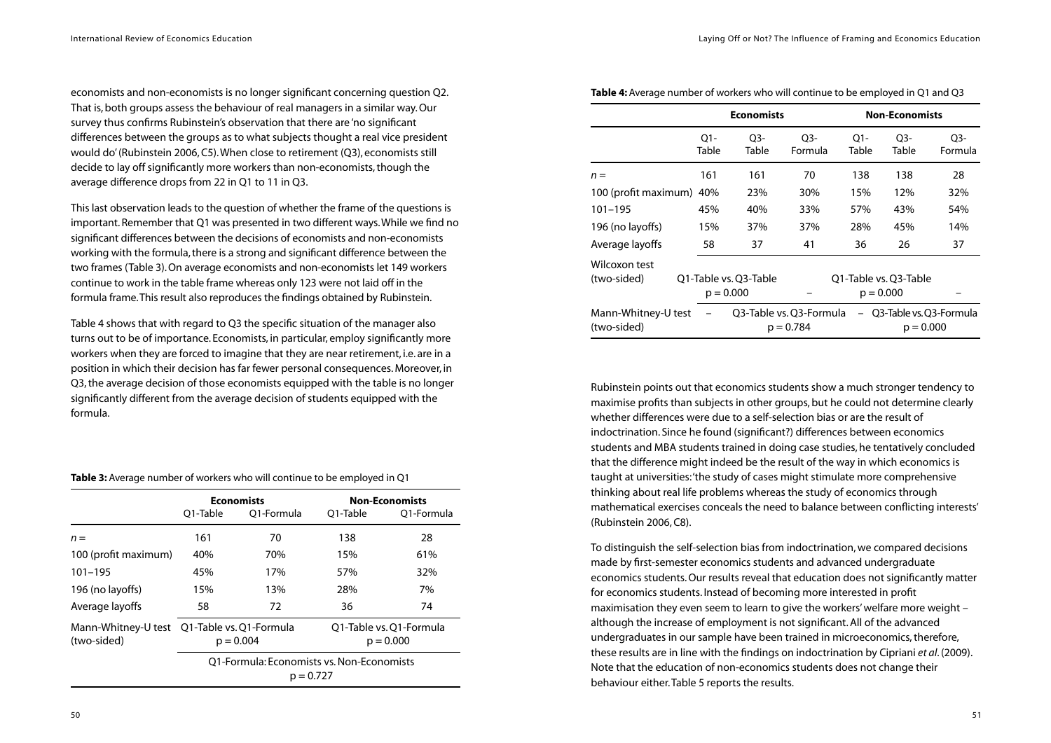economists and non-economists is no longer significant concerning question Q2. That is, both groups assess the behaviour of real managers in a similar way. Our survey thus confirms Rubinstein's observation that there are 'no significant differences between the groups as to what subjects thought a real vice president would do' (Rubinstein 2006, C5). When close to retirement (Q3), economists still decide to lay off significantly more workers than non-economists, though the average difference drops from 22 in Q1 to 11 in Q3.

This last observation leads to the question of whether the frame of the questions is important. Remember that Q1 was presented in two different ways. While we find no significant differences between the decisions of economists and non-economists working with the formula, there is a strong and significant difference between the two frames (Table 3). On average economists and non-economists let 149 workers continue to work in the table frame whereas only 123 were not laid off in the formula frame. This result also reproduces the findings obtained by Rubinstein.

Table 4 shows that with regard to Q3 the specific situation of the manager also turns out to be of importance. Economists, in particular, employ significantly more workers when they are forced to imagine that they are near retirement, i.e. are in a position in which their decision has far fewer personal consequences. Moreover, in Q3, the average decision of those economists equipped with the table is no longer significantly different from the average decision of students equipped with the formula.

**Table 3:** Average number of workers who will continue to be employed in Q1

| | Economists | | Non-Economists | |
|---|---|---|---|---|
| | Q1-Table | Q1-Formula | Q1-Table | Q1-Formula |
| $n =$ | 161 | 70 | 138 | 28 |
| 100 (profit maximum) | 40% | 70% | 15% | 61% |
| 101–195 | 45% | 17% | 57% | 32% |
| 196 (no layoffs) | 15% | 13% | 28% | 7% |
| Average layoffs | 58 | 72 | 36 | 74 |
| Mann-Whitney-U test (two-sided) | Q1-Table vs. Q1-Formula $p = 0.004$ | | Q1-Table vs. Q1-Formula $p = 0.000$ | |
| | Q1-Formula: Economists vs. Non-Economists $p = 0.727$ | | | |

**Table 4:** Average number of workers who will continue to be employed in Q1 and Q3

| | Economists | | | Non-Economists | | |
|---|---|---|---|---|---|---|
| | Q1-Table | Q3-Table | Q3-Formula | Q1-Table | Q3-Table | Q3-Formula |
| $n =$ | 161 | 161 | 70 | 138 | 138 | 28 |
| 100 (profit maximum) | 40% | 23% | 30% | 15% | 12% | 32% |
| 101–195 | 45% | 40% | 33% | 57% | 43% | 54% |
| 196 (no layoffs) | 15% | 37% | 37% | 28% | 45% | 14% |
| Average layoffs | 58 | 37 | 41 | 36 | 26 | 37 |
| Wilcoxon test (two-sided) | Q1-Table vs. Q3-Table $p = 0.000$ | | – | Q1-Table vs. Q3-Table $p = 0.000$ | | – |
| Mann-Whitney-U test (two-sided) | – | Q3-Table vs. Q3-Formula $p = 0.784$ | | – | Q3-Table vs. Q3-Formula $p = 0.000$ | |

Rubinstein points out that economics students show a much stronger tendency to maximise profits than subjects in other groups, but he could not determine clearly whether differences were due to a self-selection bias or are the result of indoctrination. Since he found (significant?) differences between economics students and MBA students trained in doing case studies, he tentatively concluded that the difference might indeed be the result of the way in which economics is taught at universities: 'the study of cases might stimulate more comprehensive thinking about real life problems whereas the study of economics through mathematical exercises conceals the need to balance between conflicting interests' (Rubinstein 2006, C8).

To distinguish the self-selection bias from indoctrination, we compared decisions made by first-semester economics students and advanced undergraduate economics students. Our results reveal that education does not significantly matter for economics students. Instead of becoming more interested in profit maximisation they even seem to learn to give the workers' welfare more weight – although the increase of employment is not significant. All of the advanced undergraduates in our sample have been trained in microeconomics, therefore, these results are in line with the findings on indoctrination by Cipriani *et al.* (2009). Note that the education of non-economics students does not change their behaviour either. Table 5 reports the results.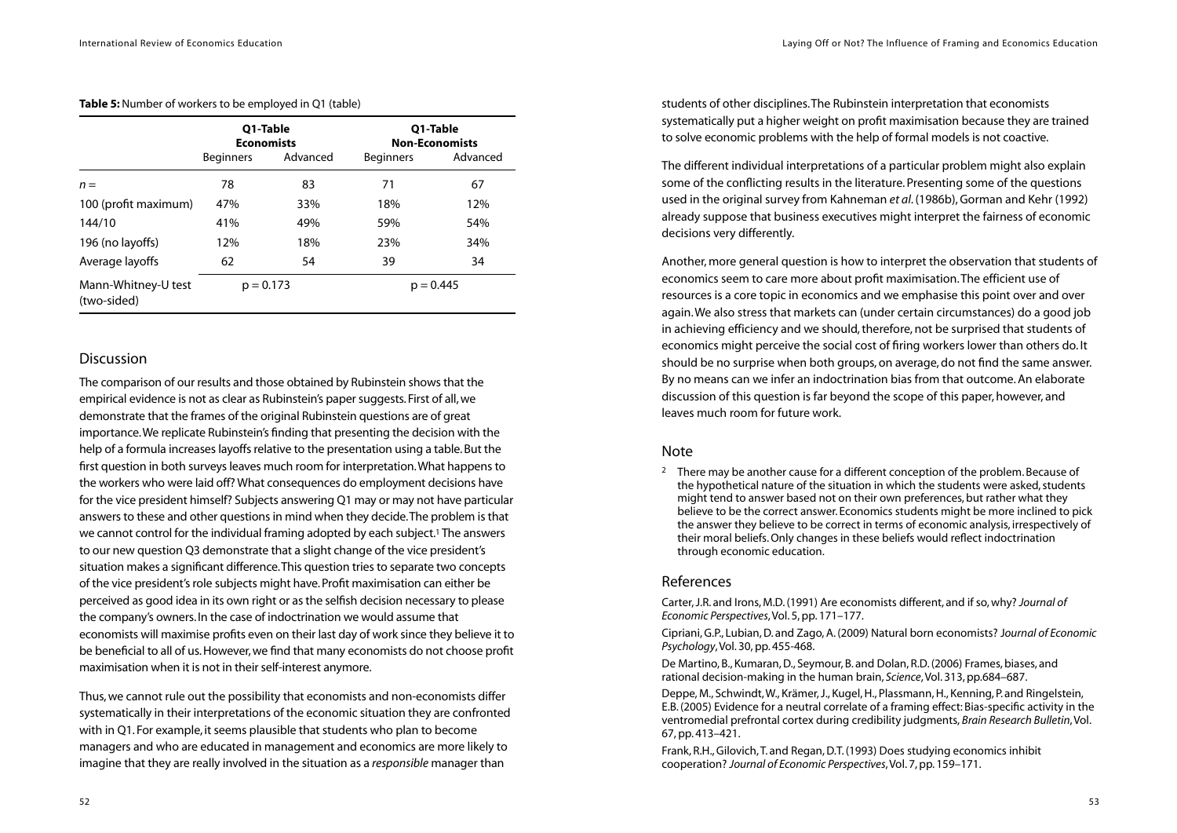**Table 5:** Number of workers to be employed in Q1 (table)

| | Q1-Table Economists | | Q1-Table Non-Economists | |
|---|---|---|---|---|
| | Beginners | Advanced | Beginners | Advanced |
| $n =$ | 78 | 83 | 71 | 67 |
| 100 (profit maximum) | 47% | 33% | 18% | 12% |
| 144/10 | 41% | 49% | 59% | 54% |
| 196 (no layoffs) | 12% | 18% | 23% | 34% |
| Average layoffs | 62 | 54 | 39 | 34 |
| Mann-Whitney-U test (two-sided) | p = 0.173 | | p = 0.445 | |

## Discussion

The comparison of our results and those obtained by Rubinstein shows that the empirical evidence is not as clear as Rubinstein's paper suggests. First of all, we demonstrate that the frames of the original Rubinstein questions are of great importance. We replicate Rubinstein's finding that presenting the decision with the help of a formula increases layoffs relative to the presentation using a table. But the first question in both surveys leaves much room for interpretation. What happens to the workers who were laid off? What consequences do employment decisions have for the vice president himself? Subjects answering Q1 may or may not have particular answers to these and other questions in mind when they decide. The problem is that we cannot control for the individual framing adopted by each subject.[1] The answers to our new question Q3 demonstrate that a slight change of the vice president's situation makes a significant difference. This question tries to separate two concepts of the vice president's role subjects might have. Profit maximisation can either be perceived as good idea in its own right or as the selfish decision necessary to please the company's owners. In the case of indoctrination we would assume that economists will maximise profits even on their last day of work since they believe it to be beneficial to all of us. However, we find that many economists do not choose profit maximisation when it is not in their self-interest anymore.

Thus, we cannot rule out the possibility that economists and non-economists differ systematically in their interpretations of the economic situation they are confronted with in Q1. For example, it seems plausible that students who plan to become managers and who are educated in management and economics are more likely to imagine that they are really involved in the situation as a *responsible* manager than students of other disciplines. The Rubinstein interpretation that economists systematically put a higher weight on profit maximisation because they are trained to solve economic problems with the help of formal models is not coactive.

The different individual interpretations of a particular problem might also explain some of the conflicting results in the literature. Presenting some of the questions used in the original survey from Kahneman *et al*. (1986b), Gorman and Kehr (1992) already suppose that business executives might interpret the fairness of economic decisions very differently.

Another, more general question is how to interpret the observation that students of economics seem to care more about profit maximisation. The efficient use of resources is a core topic in economics and we emphasise this point over and over again. We also stress that markets can (under certain circumstances) do a good job in achieving efficiency and we should, therefore, not be surprised that students of economics might perceive the social cost of firing workers lower than others do. It should be no surprise when both groups, on average, do not find the same answer. By no means can we infer an indoctrination bias from that outcome. An elaborate discussion of this question is far beyond the scope of this paper, however, and leaves much room for future work.

## Note

[2] There may be another cause for a different conception of the problem. Because of the hypothetical nature of the situation in which the students were asked, students might tend to answer based not on their own preferences, but rather what they believe to be the correct answer. Economics students might be more inclined to pick the answer they believe to be correct in terms of economic analysis, irrespectively of their moral beliefs. Only changes in these beliefs would reflect indoctrination through economic education.

## References

Carter, J.R. and Irons, M.D. (1991) Are economists different, and if so, why? *Journal of Economic Perspectives*, Vol. 5, pp. 171–177.

Cipriani, G.P., Lubian, D. and Zago, A. (2009) Natural born economists? *Journal of Economic Psychology*, Vol. 30, pp. 455-468.

De Martino, B., Kumaran, D., Seymour, B. and Dolan, R.D. (2006) Frames, biases, and rational decision-making in the human brain, *Science*, Vol. 313, pp.684–687.

Deppe, M., Schwindt, W., Krämer, J., Kugel, H., Plassmann, H., Kenning, P. and Ringelstein, E.B. (2005) Evidence for a neutral correlate of a framing effect: Bias-specific activity in the ventromedial prefrontal cortex during credibility judgments, *Brain Research Bulletin*, Vol. 67, pp. 413–421.

Frank, R.H., Gilovich, T. and Regan, D.T. (1993) Does studying economics inhibit cooperation? *Journal of Economic Perspectives*, Vol. 7, pp. 159–171.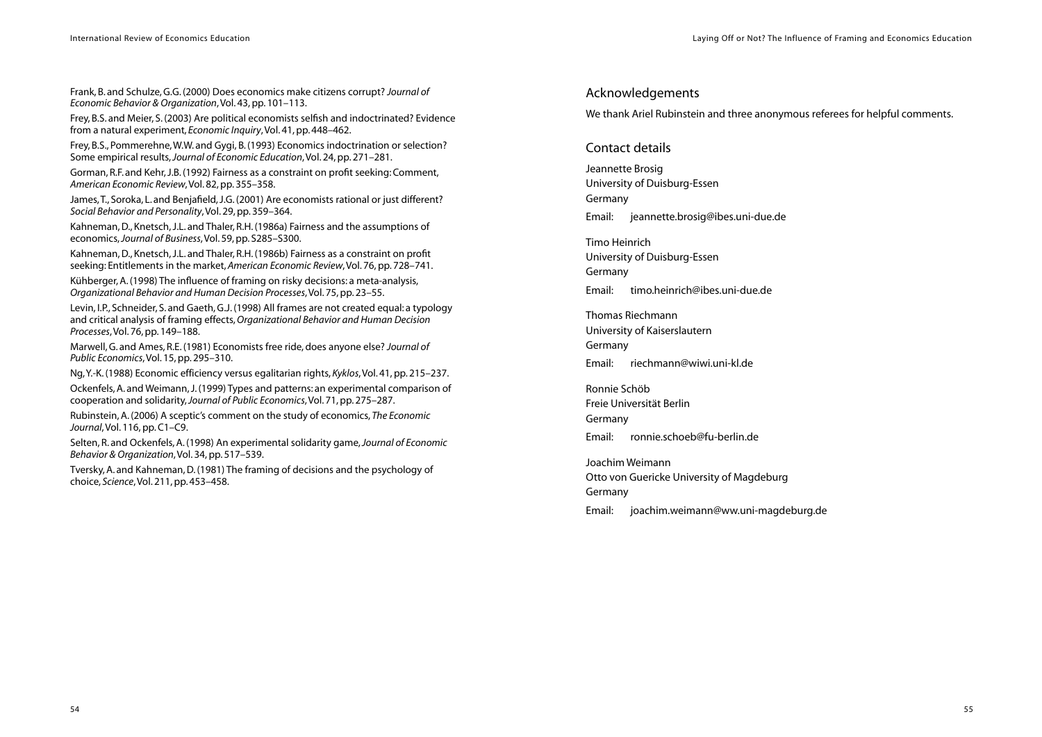Frank, B. and Schulze, G.G. (2000) Does economics make citizens corrupt? *Journal of Economic Behavior & Organization*, Vol. 43, pp. 101–113.

Frey, B.S. and Meier, S. (2003) Are political economists selfish and indoctrinated? Evidence from a natural experiment, *Economic Inquiry*, Vol. 41, pp. 448–462.

Frey, B.S., Pommerehne, W.W. and Gygi, B. (1993) Economics indoctrination or selection? Some empirical results, *Journal of Economic Education*, Vol. 24, pp. 271–281.

Gorman, R.F. and Kehr, J.B. (1992) Fairness as a constraint on profit seeking: Comment, *American Economic Review*, Vol. 82, pp. 355–358.

James, T., Soroka, L. and Benjafield, J.G. (2001) Are economists rational or just different? *Social Behavior and Personality*, Vol. 29, pp. 359–364.

Kahneman, D., Knetsch, J.L. and Thaler, R.H. (1986a) Fairness and the assumptions of economics, *Journal of Business*, Vol. 59, pp. S285–S300.

Kahneman, D., Knetsch, J.L. and Thaler, R.H. (1986b) Fairness as a constraint on profit seeking: Entitlements in the market, *American Economic Review*, Vol. 76, pp. 728–741.

Kühberger, A. (1998) The influence of framing on risky decisions: a meta-analysis, *Organizational Behavior and Human Decision Processes*, Vol. 75, pp. 23–55.

Levin, I.P., Schneider, S. and Gaeth, G.J. (1998) All frames are not created equal: a typology and critical analysis of framing effects, *Organizational Behavior and Human Decision Processes*, Vol. 76, pp. 149–188.

Marwell, G. and Ames, R.E. (1981) Economists free ride, does anyone else? *Journal of Public Economics*, Vol. 15, pp. 295–310.

Ng, Y.-K. (1988) Economic efficiency versus egalitarian rights, *Kyklos*, Vol. 41, pp. 215–237.

Ockenfels, A. and Weimann, J. (1999) Types and patterns: an experimental comparison of cooperation and solidarity, *Journal of Public Economics*, Vol. 71, pp. 275–287.

Rubinstein, A. (2006) A sceptic's comment on the study of economics, *The Economic Journal*, Vol. 116, pp. C1–C9.

Selten, R. and Ockenfels, A. (1998) An experimental solidarity game, *Journal of Economic Behavior & Organization*, Vol. 34, pp. 517–539.

Tversky, A. and Kahneman, D. (1981) The framing of decisions and the psychology of choice, *Science*, Vol. 211, pp. 453–458.

## Acknowledgements

We thank Ariel Rubinstein and three anonymous referees for helpful comments.

## Contact details

Jeannette Brosig
University of Duisburg-Essen
Germany
Email: jeannette.brosig@ibes.uni-due.de

Timo Heinrich
University of Duisburg-Essen
Germany
Email: timo.heinrich@ibes.uni-due.de

Thomas Riechmann
University of Kaiserslautern
Germany
Email: riechmann@wiwi.uni-kl.de

Ronnie Schöb
Freie Universität Berlin
Germany
Email: ronnie.schoeb@fu-berlin.de

Joachim Weimann
Otto von Guericke University of Magdeburg
Germany
Email: joachim.weimann@ww.uni-magdeburg.de